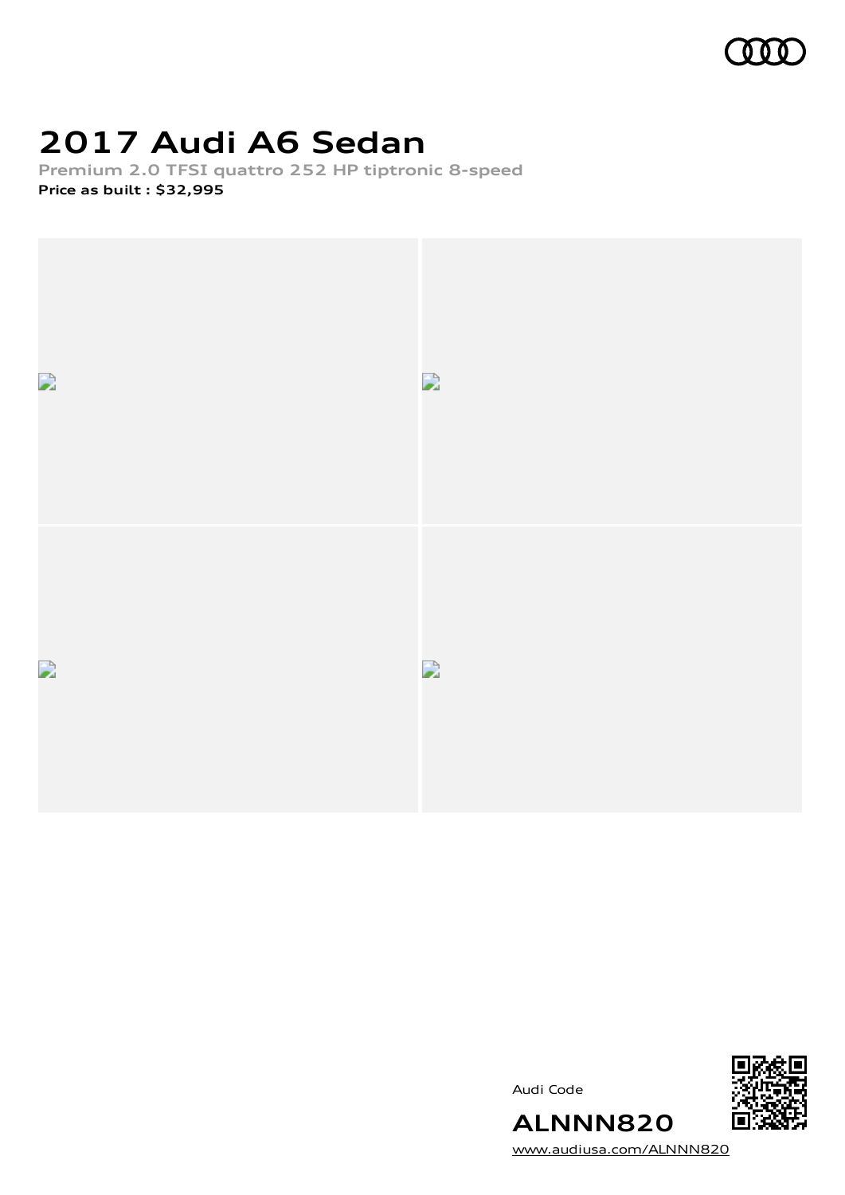# 2017 Audi A6 Sedan

**Premium 2.0 TFSI quattro 252 HP tiptronic 8-speed**

**Price as built : $32,995**

Audi Code

**ALNNN820**

www.audiusa.com/ALNNN820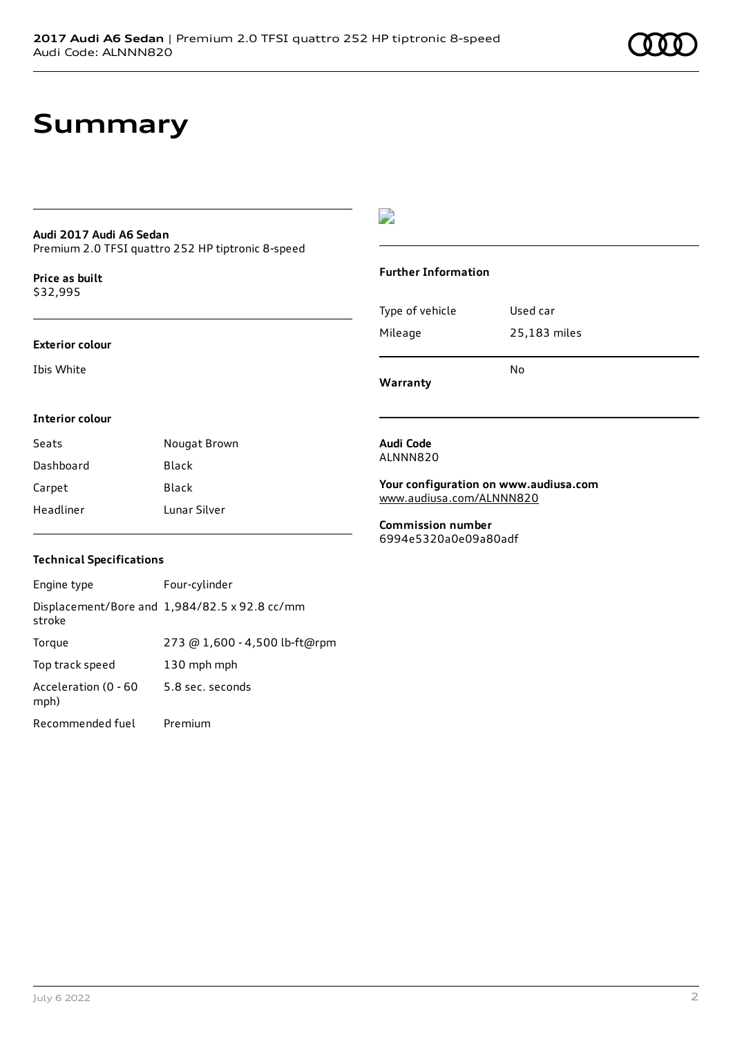# Summary

**Audi 2017 Audi A6 Sedan**
Premium 2.0 TFSI quattro 252 HP tiptronic 8-speed

**Price as built**
$32,995

**Exterior colour**

Ibis White

**Interior colour**

| | |
|---|---|
| Seats | Nougat Brown |
| Dashboard | Black |
| Carpet | Black |
| Headliner | Lunar Silver |

**Technical Specifications**

| | |
|---|---|
| Engine type | Four-cylinder |
| Displacement/Bore and stroke | 1,984/82.5 x 92.8 cc/mm |
| Torque | 273 @ 1,600 - 4,500 lb-ft@rpm |
| Top track speed | 130 mph mph |
| Acceleration (0 - 60 mph) | 5.8 sec. seconds |
| Recommended fuel | Premium |

**Further Information**

| | |
|---|---|
| Type of vehicle | Used car |
| Mileage | 25,183 miles |
| **Warranty** | No |

**Audi Code**
ALNNN820

**Your configuration on www.audiusa.com**
www.audiusa.com/ALNNN820

**Commission number**
6994e5320a0e09a80adf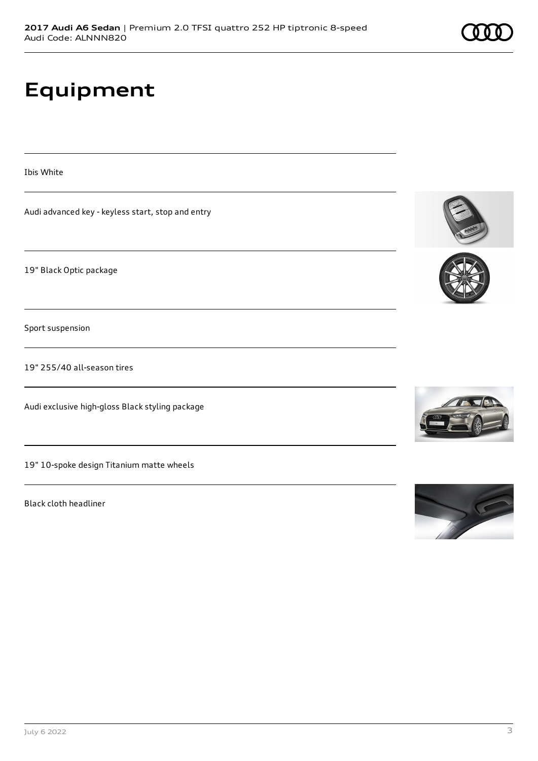# Equipment

Ibis White

Audi advanced key - keyless start, stop and entry

19" Black Optic package

Sport suspension

19" 255/40 all-season tires

Audi exclusive high-gloss Black styling package

19" 10-spoke design Titanium matte wheels

Black cloth headliner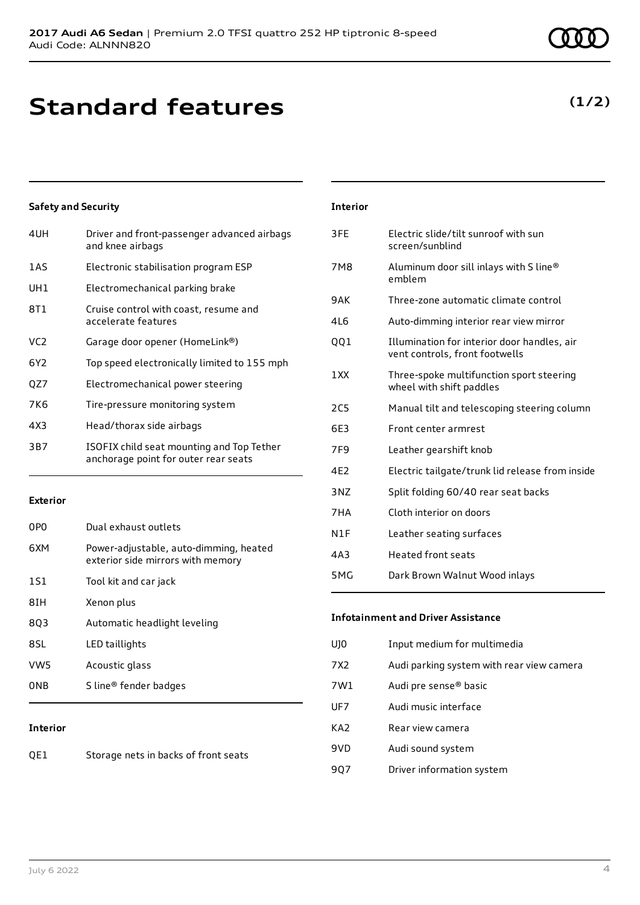# Standard features

**(1/2)**

### Safety and Security

| | |
|---|---|
| 4UH | Driver and front-passenger advanced airbags and knee airbags |
| 1AS | Electronic stabilisation program ESP |
| UH1 | Electromechanical parking brake |
| 8T1 | Cruise control with coast, resume and accelerate features |
| VC2 | Garage door opener (HomeLink®) |
| 6Y2 | Top speed electronically limited to 155 mph |
| QZ7 | Electromechanical power steering |
| 7K6 | Tire-pressure monitoring system |
| 4X3 | Head/thorax side airbags |
| 3B7 | ISOFIX child seat mounting and Top Tether anchorage point for outer rear seats |

### Exterior

| | |
|---|---|
| 0P0 | Dual exhaust outlets |
| 6XM | Power-adjustable, auto-dimming, heated exterior side mirrors with memory |
| 1S1 | Tool kit and car jack |
| 8IH | Xenon plus |
| 8Q3 | Automatic headlight leveling |
| 8SL | LED taillights |
| VW5 | Acoustic glass |
| 0NB | S line® fender badges |

### Interior

| | |
|---|---|
| QE1 | Storage nets in backs of front seats |
| 3FE | Electric slide/tilt sunroof with sun screen/sunblind |
| 7M8 | Aluminum door sill inlays with S line® emblem |
| 9AK | Three-zone automatic climate control |
| 4L6 | Auto-dimming interior rear view mirror |
| QQ1 | Illumination for interior door handles, air vent controls, front footwells |
| 1XX | Three-spoke multifunction sport steering wheel with shift paddles |
| 2C5 | Manual tilt and telescoping steering column |
| 6E3 | Front center armrest |
| 7F9 | Leather gearshift knob |
| 4E2 | Electric tailgate/trunk lid release from inside |
| 3NZ | Split folding 60/40 rear seat backs |
| 7HA | Cloth interior on doors |
| N1F | Leather seating surfaces |
| 4A3 | Heated front seats |
| 5MG | Dark Brown Walnut Wood inlays |

### Infotainment and Driver Assistance

| | |
|---|---|
| UJ0 | Input medium for multimedia |
| 7X2 | Audi parking system with rear view camera |
| 7W1 | Audi pre sense® basic |
| UF7 | Audi music interface |
| KA2 | Rear view camera |
| 9VD | Audi sound system |
| 9Q7 | Driver information system |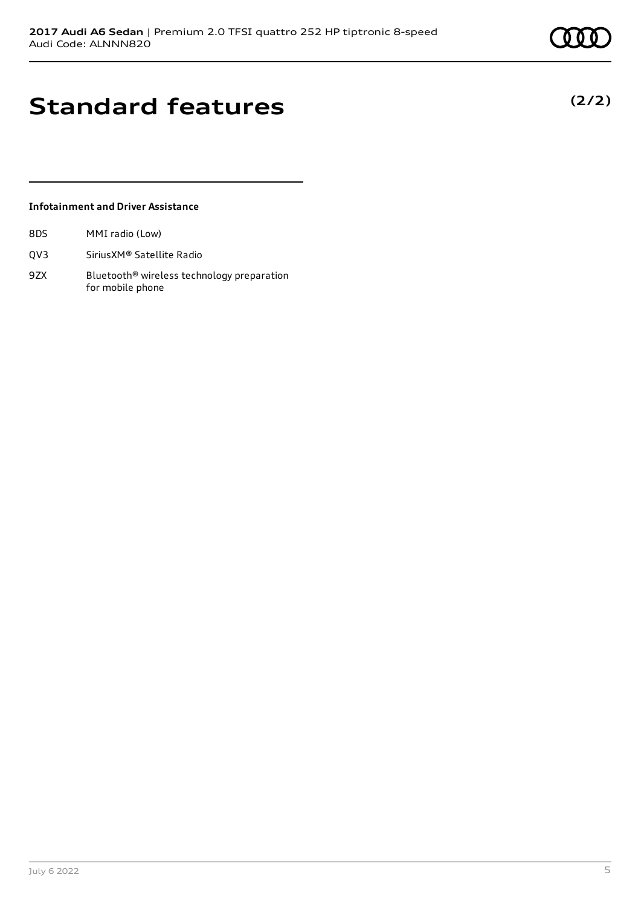# Standard features

**(2/2)**

### Infotainment and Driver Assistance

| | |
|---|---|
| 8DS | MMI radio (Low) |
| QV3 | SiriusXM® Satellite Radio |
| 9ZX | Bluetooth® wireless technology preparation for mobile phone |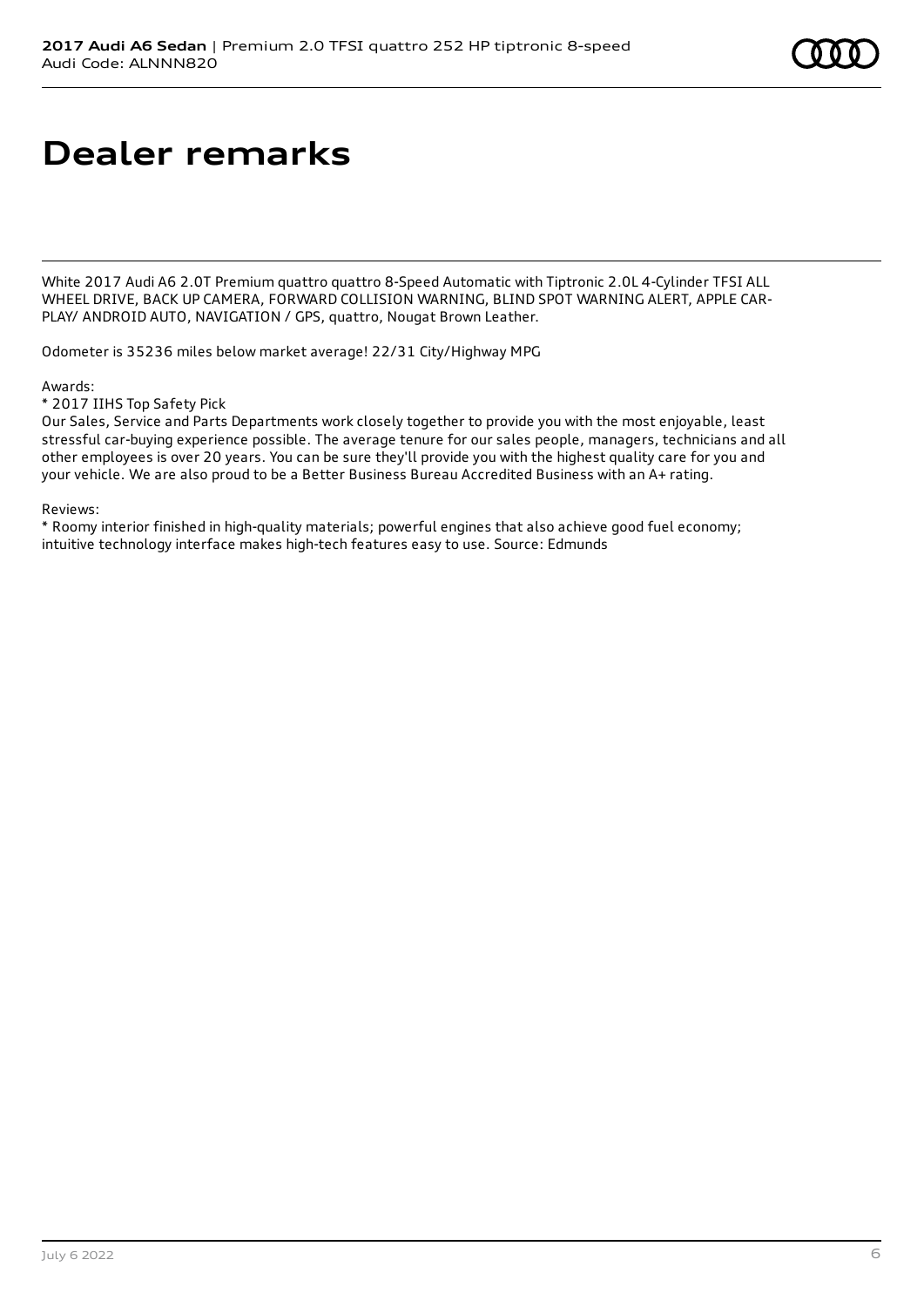# Dealer remarks

White 2017 Audi A6 2.0T Premium quattro quattro 8-Speed Automatic with Tiptronic 2.0L 4-Cylinder TFSI ALL WHEEL DRIVE, BACK UP CAMERA, FORWARD COLLISION WARNING, BLIND SPOT WARNING ALERT, APPLE CAR-PLAY/ ANDROID AUTO, NAVIGATION / GPS, quattro, Nougat Brown Leather.

Odometer is 35236 miles below market average! 22/31 City/Highway MPG

Awards:
* 2017 IIHS Top Safety Pick

Our Sales, Service and Parts Departments work closely together to provide you with the most enjoyable, least stressful car-buying experience possible. The average tenure for our sales people, managers, technicians and all other employees is over 20 years. You can be sure they'll provide you with the highest quality care for you and your vehicle. We are also proud to be a Better Business Bureau Accredited Business with an A+ rating.

Reviews:
* Roomy interior finished in high-quality materials; powerful engines that also achieve good fuel economy; intuitive technology interface makes high-tech features easy to use. Source: Edmunds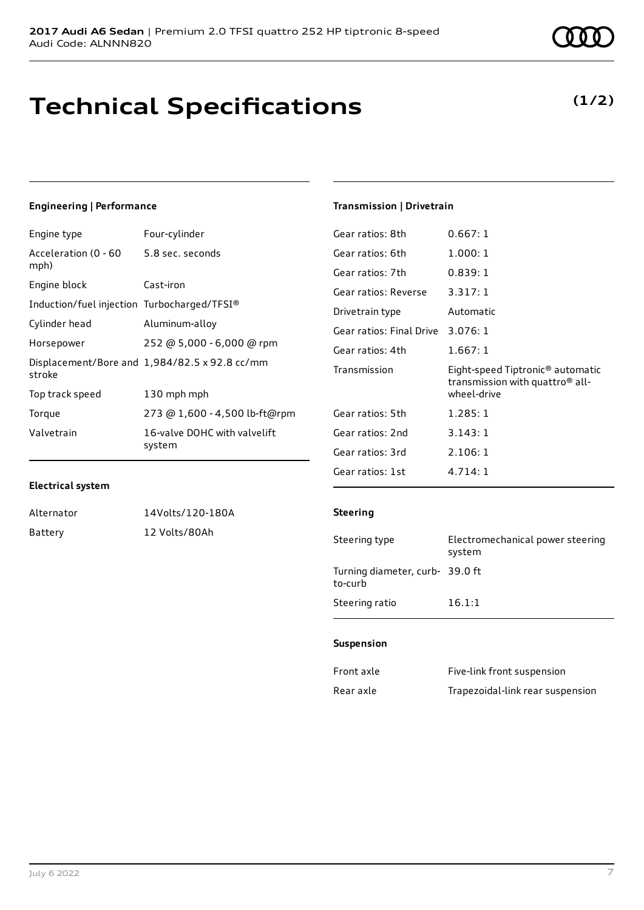**2017 Audi A6 Sedan** | Premium 2.0 TFSI quattro 252 HP tiptronic 8-speed
Audi Code: ALNNN820

# Technical Specifications

**(1/2)**

### Engineering | Performance

| | |
|---|---|
| Engine type | Four-cylinder |
| Acceleration (0 - 60 mph) | 5.8 sec. seconds |
| Engine block | Cast-iron |
| Induction/fuel injection | Turbocharged/TFSI® |
| Cylinder head | Aluminum-alloy |
| Horsepower | 252 @ 5,000 - 6,000 @ rpm |
| Displacement/Bore and stroke | 1,984/82.5 x 92.8 cc/mm |
| Top track speed | 130 mph mph |
| Torque | 273 @ 1,600 - 4,500 lb-ft@rpm |
| Valvetrain | 16-valve DOHC with valvelift system |

### Electrical system

| | |
|---|---|
| Alternator | 14Volts/120-180A |
| Battery | 12 Volts/80Ah |

### Transmission | Drivetrain

| | |
|---|---|
| Gear ratios: 8th | 0.667: 1 |
| Gear ratios: 6th | 1.000: 1 |
| Gear ratios: 7th | 0.839: 1 |
| Gear ratios: Reverse | 3.317: 1 |
| Drivetrain type | Automatic |
| Gear ratios: Final Drive | 3.076: 1 |
| Gear ratios: 4th | 1.667: 1 |
| Transmission | Eight-speed Tiptronic® automatic transmission with quattro® all-wheel-drive |
| Gear ratios: 5th | 1.285: 1 |
| Gear ratios: 2nd | 3.143: 1 |
| Gear ratios: 3rd | 2.106: 1 |
| Gear ratios: 1st | 4.714: 1 |

### Steering

| | |
|---|---|
| Steering type | Electromechanical power steering system |
| Turning diameter, curb-to-curb | 39.0 ft |
| Steering ratio | 16.1:1 |

### Suspension

| | |
|---|---|
| Front axle | Five-link front suspension |
| Rear axle | Trapezoidal-link rear suspension |

July 6 2022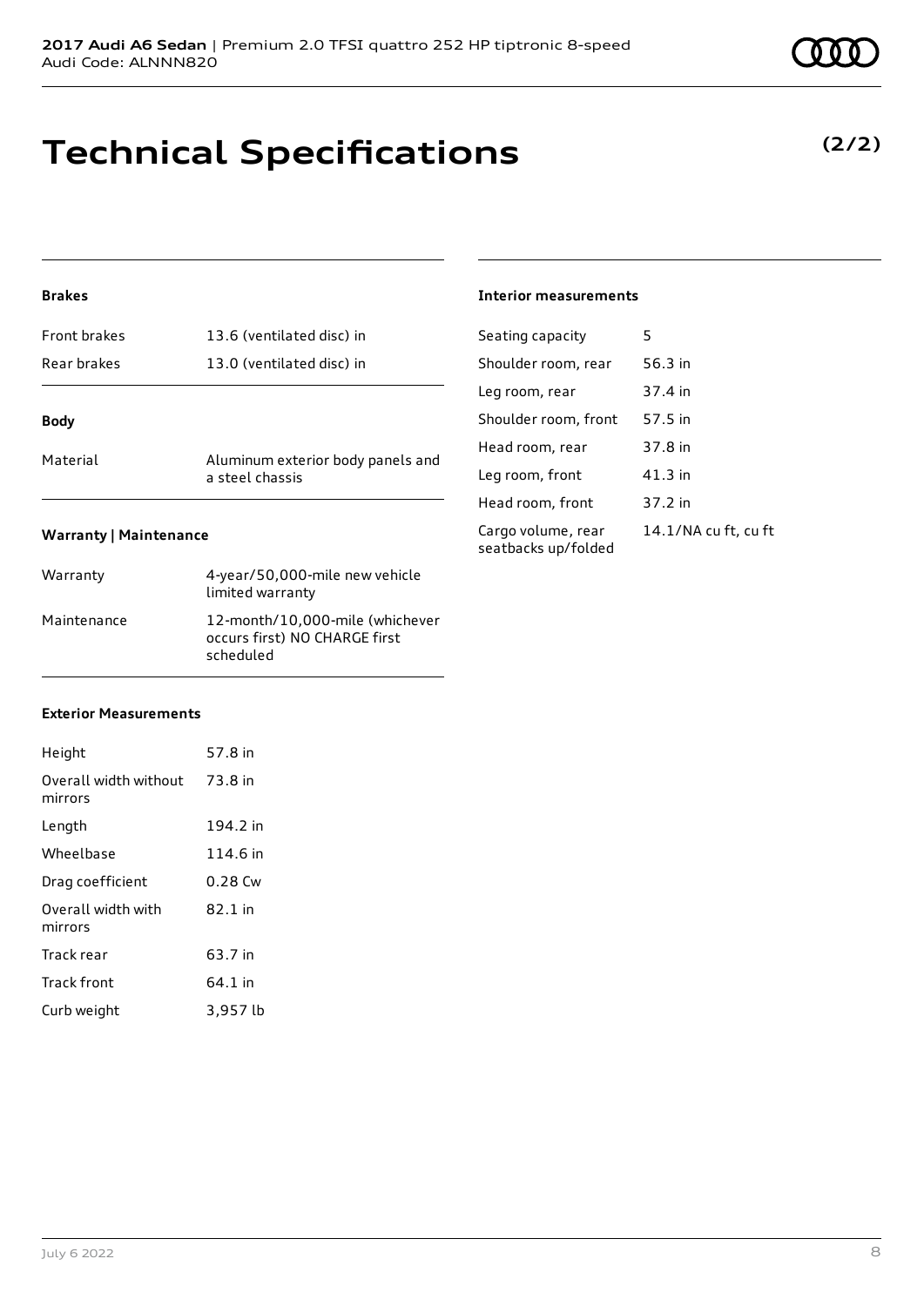# Technical Specifications

**(2/2)**

### Brakes

| | |
|---|---|
| Front brakes | 13.6 (ventilated disc) in |
| Rear brakes | 13.0 (ventilated disc) in |

### Body

| | |
|---|---|
| Material | Aluminum exterior body panels and a steel chassis |

### Warranty | Maintenance

| | |
|---|---|
| Warranty | 4-year/50,000-mile new vehicle limited warranty |
| Maintenance | 12-month/10,000-mile (whichever occurs first) NO CHARGE first scheduled |

### Exterior Measurements

| | |
|---|---|
| Height | 57.8 in |
| Overall width without mirrors | 73.8 in |
| Length | 194.2 in |
| Wheelbase | 114.6 in |
| Drag coefficient | 0.28 Cw |
| Overall width with mirrors | 82.1 in |
| Track rear | 63.7 in |
| Track front | 64.1 in |
| Curb weight | 3,957 lb |

### Interior measurements

| | |
|---|---|
| Seating capacity | 5 |
| Shoulder room, rear | 56.3 in |
| Leg room, rear | 37.4 in |
| Shoulder room, front | 57.5 in |
| Head room, rear | 37.8 in |
| Leg room, front | 41.3 in |
| Head room, front | 37.2 in |
| Cargo volume, rear seatbacks up/folded | 14.1/NA cu ft, cu ft |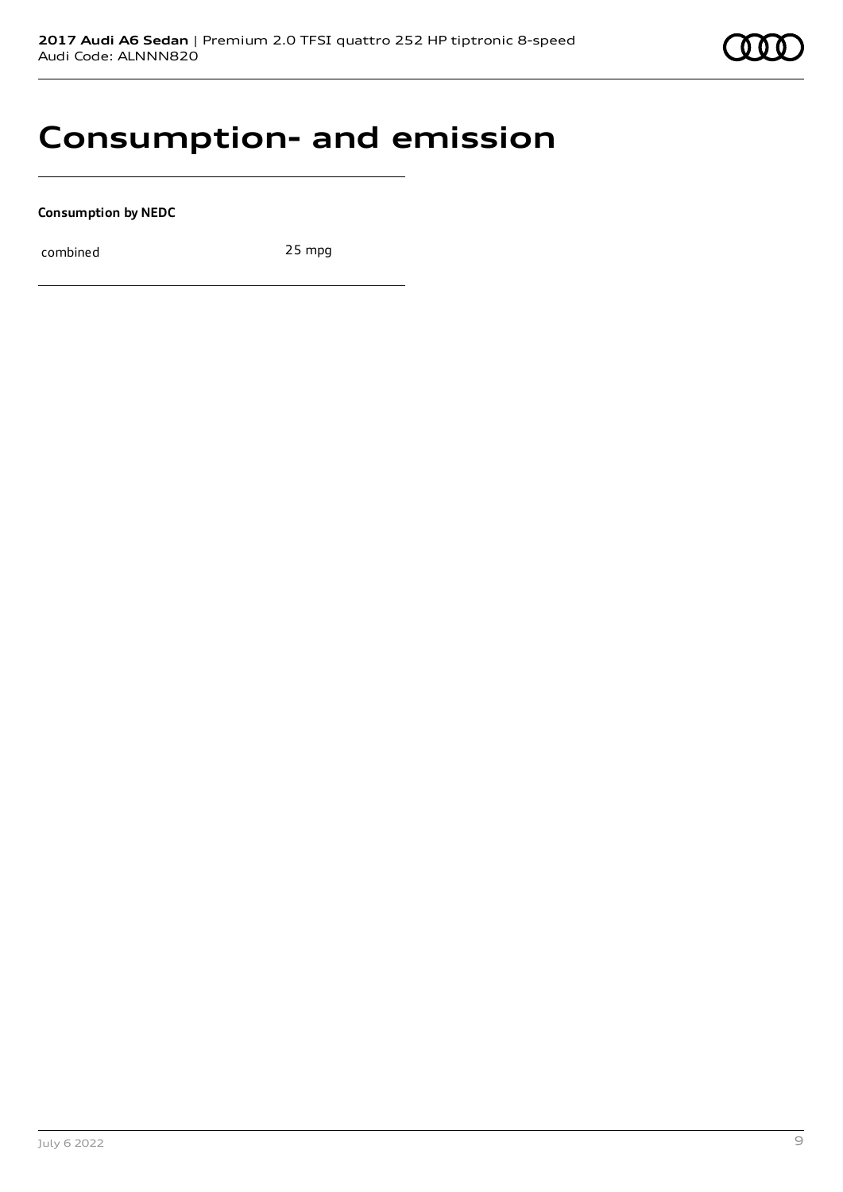# Consumption- and emission

**Consumption by NEDC**

| combined | 25 mpg |
|---|---|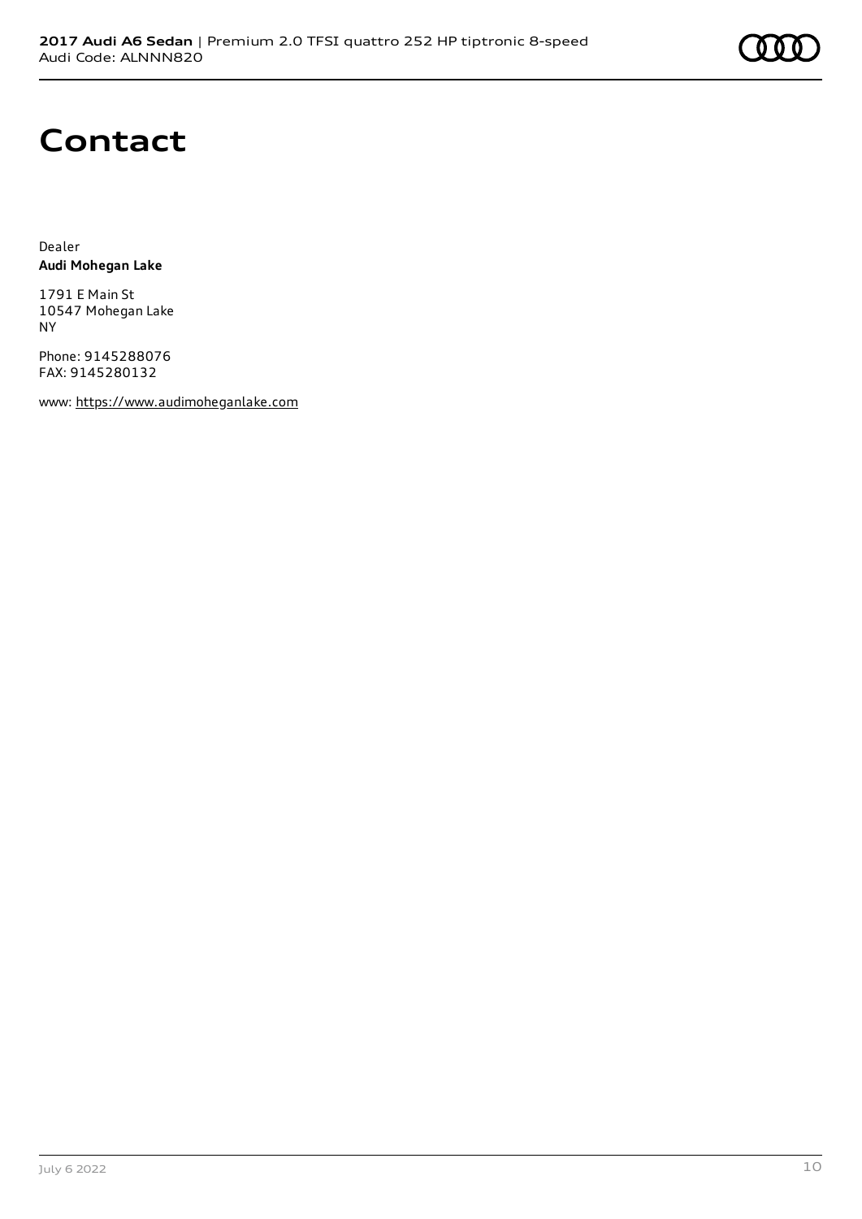# Contact

Dealer
**Audi Mohegan Lake**

1791 E Main St
10547 Mohegan Lake
NY

Phone: 9145288076
FAX: 9145280132

www: https://www.audimoheganlake.com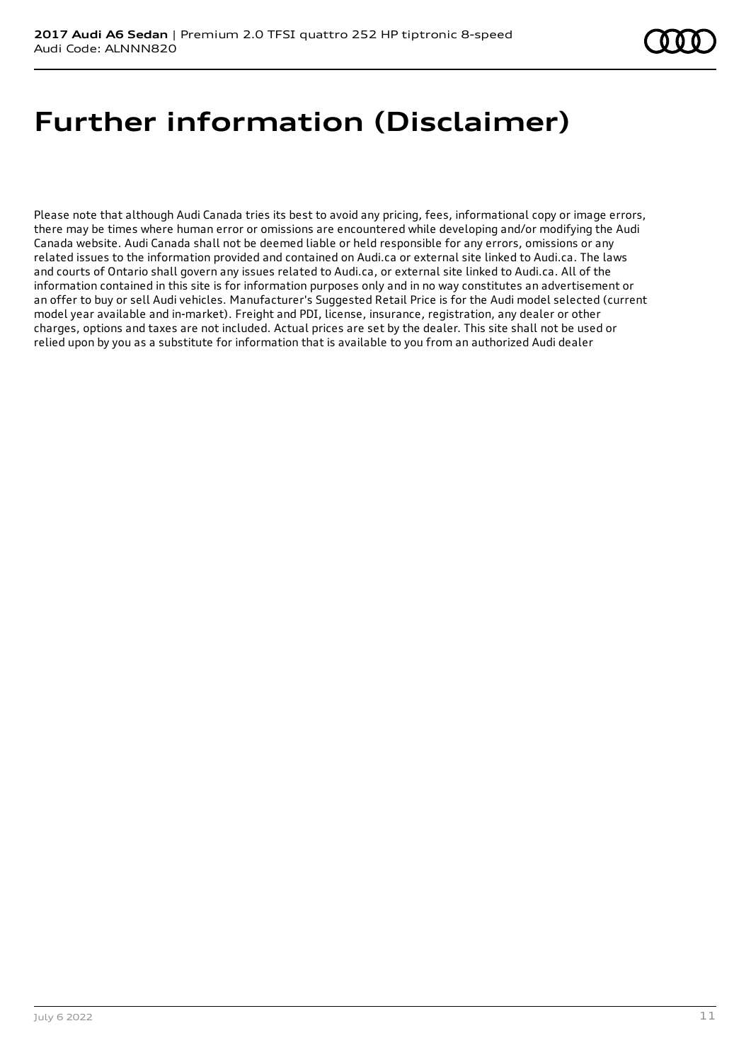# Further information (Disclaimer)

Please note that although Audi Canada tries its best to avoid any pricing, fees, informational copy or image errors, there may be times where human error or omissions are encountered while developing and/or modifying the Audi Canada website. Audi Canada shall not be deemed liable or held responsible for any errors, omissions or any related issues to the information provided and contained on Audi.ca or external site linked to Audi.ca. The laws and courts of Ontario shall govern any issues related to Audi.ca, or external site linked to Audi.ca. All of the information contained in this site is for information purposes only and in no way constitutes an advertisement or an offer to buy or sell Audi vehicles. Manufacturer's Suggested Retail Price is for the Audi model selected (current model year available and in-market). Freight and PDI, license, insurance, registration, any dealer or other charges, options and taxes are not included. Actual prices are set by the dealer. This site shall not be used or relied upon by you as a substitute for information that is available to you from an authorized Audi dealer